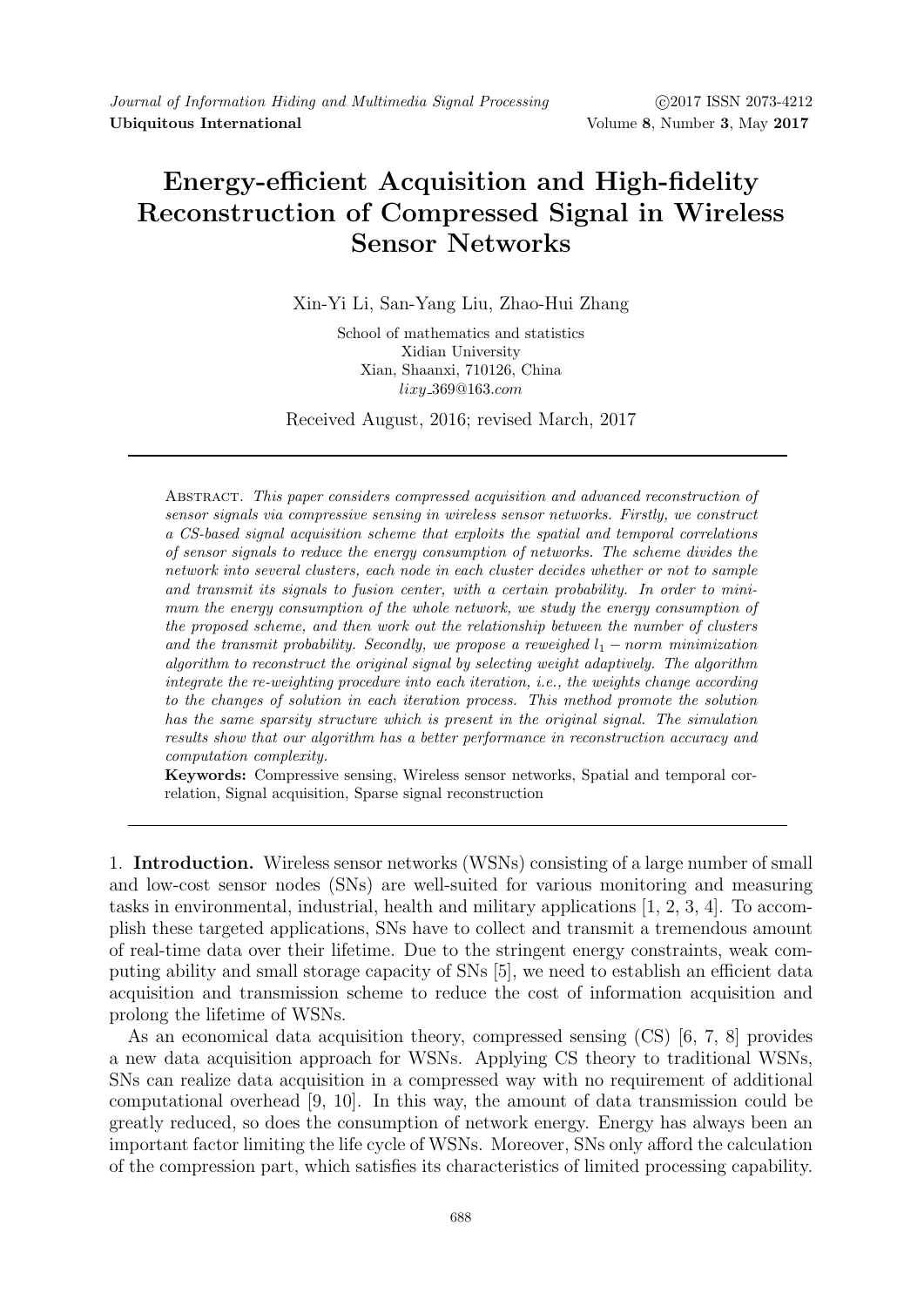# Energy-efficient Acquisition and High-fidelity Reconstruction of Compressed Signal in Wireless Sensor Networks

Xin-Yi Li, San-Yang Liu, Zhao-Hui Zhang

School of mathematics and statistics
Xidian University
Xian, Shaanxi, 710126, China
*lixy_369@163.com*

Received August, 2016; revised March, 2017

Abstract. *This paper considers compressed acquisition and advanced reconstruction of sensor signals via compressive sensing in wireless sensor networks. Firstly, we construct a CS-based signal acquisition scheme that exploits the spatial and temporal correlations of sensor signals to reduce the energy consumption of networks. The scheme divides the network into several clusters, each node in each cluster decides whether or not to sample and transmit its signals to fusion center, with a certain probability. In order to minimum the energy consumption of the whole network, we study the energy consumption of the proposed scheme, and then work out the relationship between the number of clusters and the transmit probability. Secondly, we propose a reweighed $l_1-norm$ minimization algorithm to reconstruct the original signal by selecting weight adaptively. The algorithm integrate the re-weighting procedure into each iteration, i.e., the weights change according to the changes of solution in each iteration process. This method promote the solution has the same sparsity structure which is present in the original signal. The simulation results show that our algorithm has a better performance in reconstruction accuracy and computation complexity.*

**Keywords:** Compressive sensing, Wireless sensor networks, Spatial and temporal correlation, Signal acquisition, Sparse signal reconstruction

1. **Introduction.** Wireless sensor networks (WSNs) consisting of a large number of small and low-cost sensor nodes (SNs) are well-suited for various monitoring and measuring tasks in environmental, industrial, health and military applications [1, 2, 3, 4]. To accomplish these targeted applications, SNs have to collect and transmit a tremendous amount of real-time data over their lifetime. Due to the stringent energy constraints, weak computing ability and small storage capacity of SNs [5], we need to establish an efficient data acquisition and transmission scheme to reduce the cost of information acquisition and prolong the lifetime of WSNs.

As an economical data acquisition theory, compressed sensing (CS) [6, 7, 8] provides a new data acquisition approach for WSNs. Applying CS theory to traditional WSNs, SNs can realize data acquisition in a compressed way with no requirement of additional computational overhead [9, 10]. In this way, the amount of data transmission could be greatly reduced, so does the consumption of network energy. Energy has always been an important factor limiting the life cycle of WSNs. Moreover, SNs only afford the calculation of the compression part, which satisfies its characteristics of limited processing capability.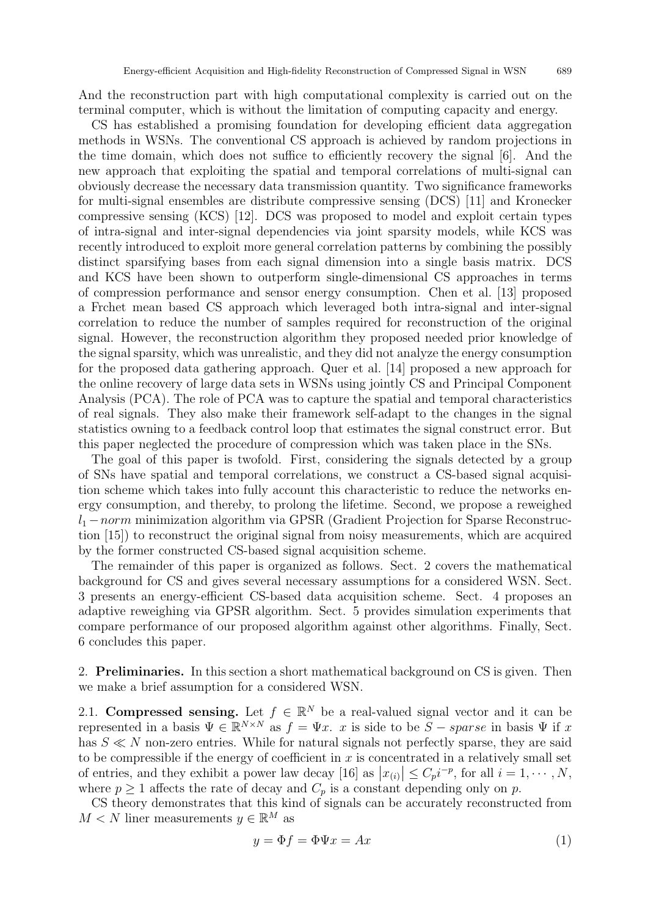And the reconstruction part with high computational complexity is carried out on the terminal computer, which is without the limitation of computing capacity and energy.

CS has established a promising foundation for developing efficient data aggregation methods in WSNs. The conventional CS approach is achieved by random projections in the time domain, which does not suffice to efficiently recovery the signal [6]. And the new approach that exploiting the spatial and temporal correlations of multi-signal can obviously decrease the necessary data transmission quantity. Two significance frameworks for multi-signal ensembles are distribute compressive sensing (DCS) [11] and Kronecker compressive sensing (KCS) [12]. DCS was proposed to model and exploit certain types of intra-signal and inter-signal dependencies via joint sparsity models, while KCS was recently introduced to exploit more general correlation patterns by combining the possibly distinct sparsifying bases from each signal dimension into a single basis matrix. DCS and KCS have been shown to outperform single-dimensional CS approaches in terms of compression performance and sensor energy consumption. Chen et al. [13] proposed a Frchet mean based CS approach which leveraged both intra-signal and inter-signal correlation to reduce the number of samples required for reconstruction of the original signal. However, the reconstruction algorithm they proposed needed prior knowledge of the signal sparsity, which was unrealistic, and they did not analyze the energy consumption for the proposed data gathering approach. Quer et al. [14] proposed a new approach for the online recovery of large data sets in WSNs using jointly CS and Principal Component Analysis (PCA). The role of PCA was to capture the spatial and temporal characteristics of real signals. They also make their framework self-adapt to the changes in the signal statistics owning to a feedback control loop that estimates the signal construct error. But this paper neglected the procedure of compression which was taken place in the SNs.

The goal of this paper is twofold. First, considering the signals detected by a group of SNs have spatial and temporal correlations, we construct a CS-based signal acquisition scheme which takes into fully account this characteristic to reduce the networks energy consumption, and thereby, to prolong the lifetime. Second, we propose a reweighed $l_1 - norm$ minimization algorithm via GPSR (Gradient Projection for Sparse Reconstruction [15]) to reconstruct the original signal from noisy measurements, which are acquired by the former constructed CS-based signal acquisition scheme.

The remainder of this paper is organized as follows. Sect. 2 covers the mathematical background for CS and gives several necessary assumptions for a considered WSN. Sect. 3 presents an energy-efficient CS-based data acquisition scheme. Sect. 4 proposes an adaptive reweighing via GPSR algorithm. Sect. 5 provides simulation experiments that compare performance of our proposed algorithm against other algorithms. Finally, Sect. 6 concludes this paper.

## 2. Preliminaries.

In this section a short mathematical background on CS is given. Then we make a brief assumption for a considered WSN.

### 2.1. Compressed sensing.

Let $f \in \mathbb{R}^N$ be a real-valued signal vector and it can be represented in a basis $\Psi \in \mathbb{R}^{N \times N}$ as $f = \Psi x$. $x$ is side to be $S - sparse$ in basis $\Psi$ if $x$ has $S \ll N$ non-zero entries. While for natural signals not perfectly sparse, they are said to be compressible if the energy of coefficient in $x$ is concentrated in a relatively small set of entries, and they exhibit a power law decay [16] as $\left|x_{(i)}\right| \leq C_p i^{-p}$, for all $i = 1, \cdots, N$, where $p \geq 1$ affects the rate of decay and $C_p$ is a constant depending only on $p$.

CS theory demonstrates that this kind of signals can be accurately reconstructed from $M < N$ liner measurements $y \in \mathbb{R}^M$ as

$$y = \Phi f = \Phi \Psi x = Ax \tag{1}$$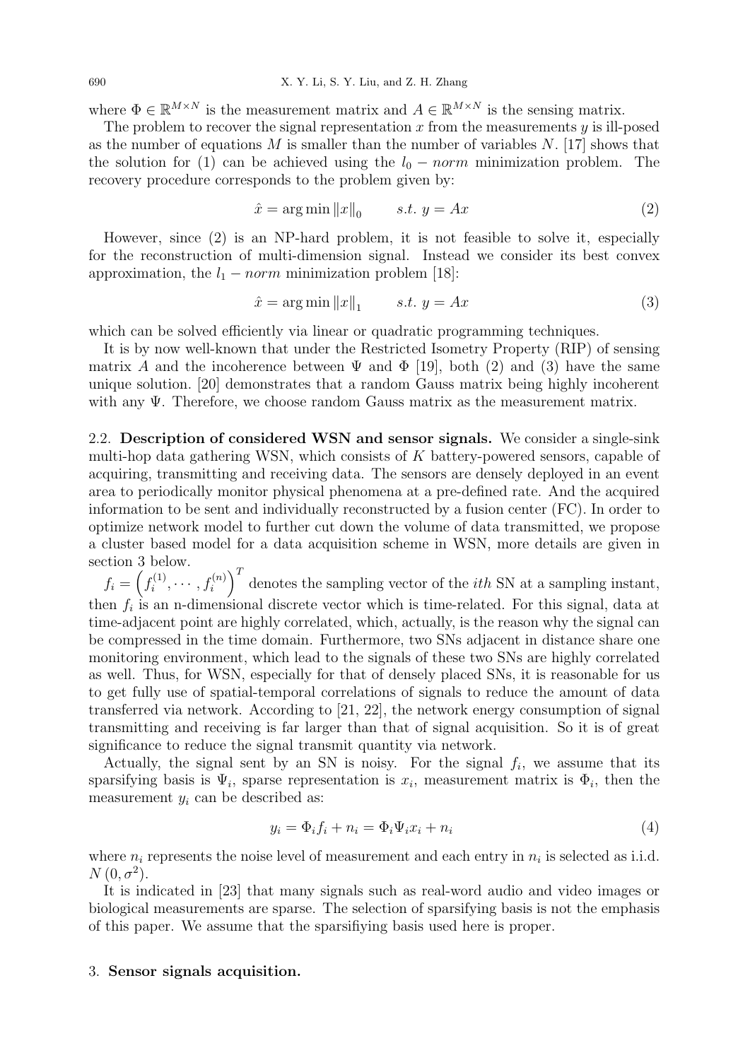where $\Phi \in \mathbb{R}^{M \times N}$ is the measurement matrix and $A \in \mathbb{R}^{M \times N}$ is the sensing matrix.

The problem to recover the signal representation $x$ from the measurements $y$ is ill-posed as the number of equations $M$ is smaller than the number of variables $N$. [17] shows that the solution for (1) can be achieved using the $l_0 - norm$ minimization problem. The recovery procedure corresponds to the problem given by:

$$\hat{x} = \arg\min \|x\|_0 \qquad s.t.\ y = Ax \tag{2}$$

However, since (2) is an NP-hard problem, it is not feasible to solve it, especially for the reconstruction of multi-dimension signal. Instead we consider its best convex approximation, the $l_1 - norm$ minimization problem [18]:

$$\hat{x} = \arg\min \|x\|_1 \qquad s.t.\ y = Ax \tag{3}$$

which can be solved efficiently via linear or quadratic programming techniques.

It is by now well-known that under the Restricted Isometry Property (RIP) of sensing matrix $A$ and the incoherence between $\Psi$ and $\Phi$ [19], both (2) and (3) have the same unique solution. [20] demonstrates that a random Gauss matrix being highly incoherent with any $\Psi$. Therefore, we choose random Gauss matrix as the measurement matrix.

2.2. **Description of considered WSN and sensor signals.** We consider a single-sink multi-hop data gathering WSN, which consists of $K$ battery-powered sensors, capable of acquiring, transmitting and receiving data. The sensors are densely deployed in an event area to periodically monitor physical phenomena at a pre-defined rate. And the acquired information to be sent and individually reconstructed by a fusion center (FC). In order to optimize network model to further cut down the volume of data transmitted, we propose a cluster based model for a data acquisition scheme in WSN, more details are given in section 3 below.

$f_i = \left(f_i^{(1)}, \cdots, f_i^{(n)}\right)^T$ denotes the sampling vector of the $ith$ SN at a sampling instant, then $f_i$ is an n-dimensional discrete vector which is time-related. For this signal, data at time-adjacent point are highly correlated, which, actually, is the reason why the signal can be compressed in the time domain. Furthermore, two SNs adjacent in distance share one monitoring environment, which lead to the signals of these two SNs are highly correlated as well. Thus, for WSN, especially for that of densely placed SNs, it is reasonable for us to get fully use of spatial-temporal correlations of signals to reduce the amount of data transferred via network. According to [21, 22], the network energy consumption of signal transmitting and receiving is far larger than that of signal acquisition. So it is of great significance to reduce the signal transmit quantity via network.

Actually, the signal sent by an SN is noisy. For the signal $f_i$, we assume that its sparsifying basis is $\Psi_i$, sparse representation is $x_i$, measurement matrix is $\Phi_i$, then the measurement $y_i$ can be described as:

$$y_i = \Phi_i f_i + n_i = \Phi_i \Psi_i x_i + n_i \tag{4}$$

where $n_i$ represents the noise level of measurement and each entry in $n_i$ is selected as i.i.d. $N(0, \sigma^2)$.

It is indicated in [23] that many signals such as real-word audio and video images or biological measurements are sparse. The selection of sparsifying basis is not the emphasis of this paper. We assume that the sparsifiying basis used here is proper.

## 3. **Sensor signals acquisition.**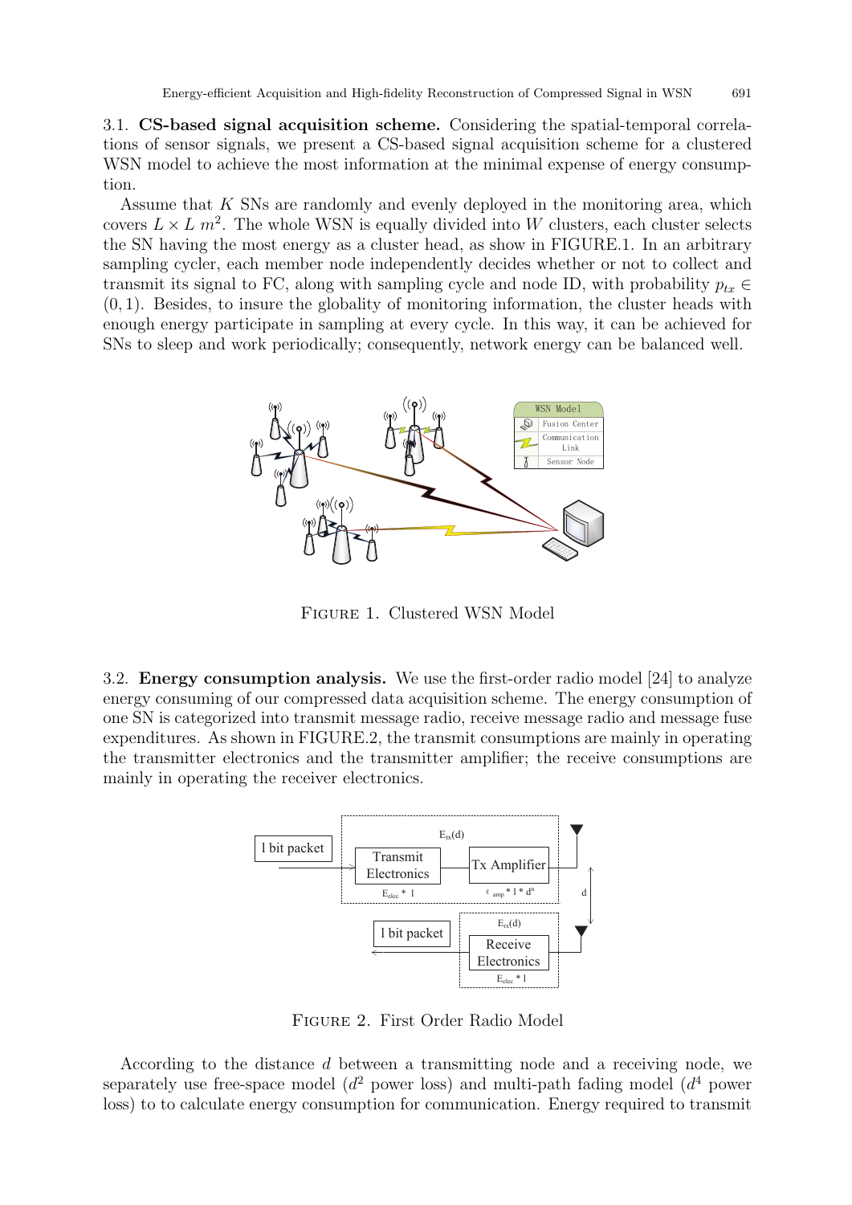3.1. **CS-based signal acquisition scheme.** Considering the spatial-temporal correlations of sensor signals, we present a CS-based signal acquisition scheme for a clustered WSN model to achieve the most information at the minimal expense of energy consumption.

Assume that $K$ SNs are randomly and evenly deployed in the monitoring area, which covers $L \times L$ $m^2$. The whole WSN is equally divided into $W$ clusters, each cluster selects the SN having the most energy as a cluster head, as show in FIGURE.1. In an arbitrary sampling cycler, each member node independently decides whether or not to collect and transmit its signal to FC, along with sampling cycle and node ID, with probability $p_{tx} \in (0, 1)$. Besides, to insure the globality of monitoring information, the cluster heads with enough energy participate in sampling at every cycle. In this way, it can be achieved for SNs to sleep and work periodically; consequently, network energy can be balanced well.

FIGURE 1. Clustered WSN Model

3.2. **Energy consumption analysis.** We use the first-order radio model [24] to analyze energy consuming of our compressed data acquisition scheme. The energy consumption of one SN is categorized into transmit message radio, receive message radio and message fuse expenditures. As shown in FIGURE.2, the transmit consumptions are mainly in operating the transmitter electronics and the transmitter amplifier; the receive consumptions are mainly in operating the receiver electronics.

FIGURE 2. First Order Radio Model

According to the distance $d$ between a transmitting node and a receiving node, we separately use free-space model ($d^2$ power loss) and multi-path fading model ($d^4$ power loss) to to calculate energy consumption for communication. Energy required to transmit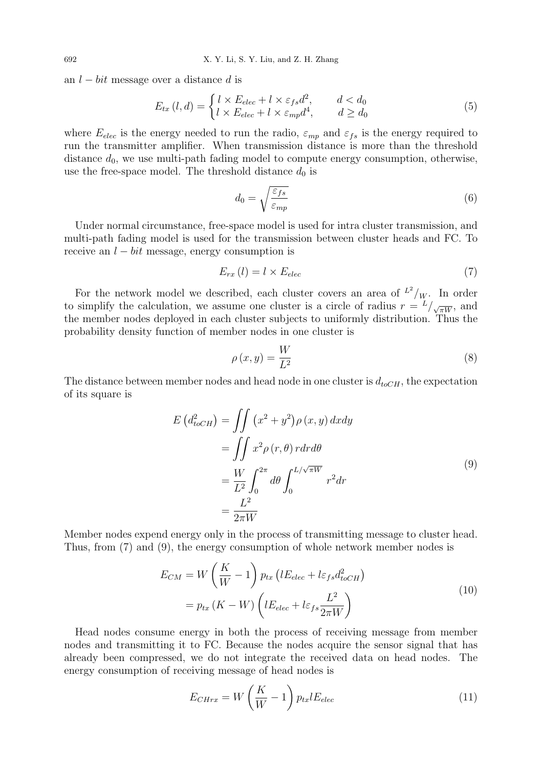an $l-bit$ message over a distance $d$ is

$$E_{tx}(l,d) = \begin{cases} l \times E_{elec} + l \times \varepsilon_{fs} d^2, & d < d_0 \\ l \times E_{elec} + l \times \varepsilon_{mp} d^4, & d \geq d_0 \end{cases} \tag{5}$$

where $E_{elec}$ is the energy needed to run the radio, $\varepsilon_{mp}$ and $\varepsilon_{fs}$ is the energy required to run the transmitter amplifier. When transmission distance is more than the threshold distance $d_0$, we use multi-path fading model to compute energy consumption, otherwise, use the free-space model. The threshold distance $d_0$ is

$$d_0 = \sqrt{\frac{\varepsilon_{fs}}{\varepsilon_{mp}}} \tag{6}$$

Under normal circumstance, free-space model is used for intra cluster transmission, and multi-path fading model is used for the transmission between cluster heads and FC. To receive an $l-bit$ message, energy consumption is

$$E_{rx}(l) = l \times E_{elec} \tag{7}$$

For the network model we described, each cluster covers an area of $^{L^2}/_{W}$. In order to simplify the calculation, we assume one cluster is a circle of radius $r = {}^{L}/_{\sqrt{\pi W}}$, and the member nodes deployed in each cluster subjects to uniformly distribution. Thus the probability density function of member nodes in one cluster is

$$\rho(x,y) = \frac{W}{L^2} \tag{8}$$

The distance between member nodes and head node in one cluster is $d_{toCH}$, the expectation of its square is

$$\begin{aligned} E\left(d_{toCH}^2\right) &= \iint \left(x^2+y^2\right)\rho(x,y)\,dxdy \\ &= \iint x^2 \rho(r,\theta)\, r dr d\theta \\ &= \frac{W}{L^2}\int_0^{2\pi} d\theta \int_0^{L/\sqrt{\pi W}} r^2 dr \\ &= \frac{L^2}{2\pi W} \end{aligned} \tag{9}$$

Member nodes expend energy only in the process of transmitting message to cluster head. Thus, from (7) and (9), the energy consumption of whole network member nodes is

$$\begin{aligned} E_{CM} &= W\left(\frac{K}{W}-1\right) p_{tx}\left(lE_{elec} + l\varepsilon_{fs} d_{toCH}^2\right) \\ &= p_{tx}(K-W)\left(lE_{elec} + l\varepsilon_{fs}\frac{L^2}{2\pi W}\right) \end{aligned} \tag{10}$$

Head nodes consume energy in both the process of receiving message from member nodes and transmitting it to FC. Because the nodes acquire the sensor signal that has already been compressed, we do not integrate the received data on head nodes. The energy consumption of receiving message of head nodes is

$$E_{CHrx} = W\left(\frac{K}{W}-1\right) p_{tx} l E_{elec} \tag{11}$$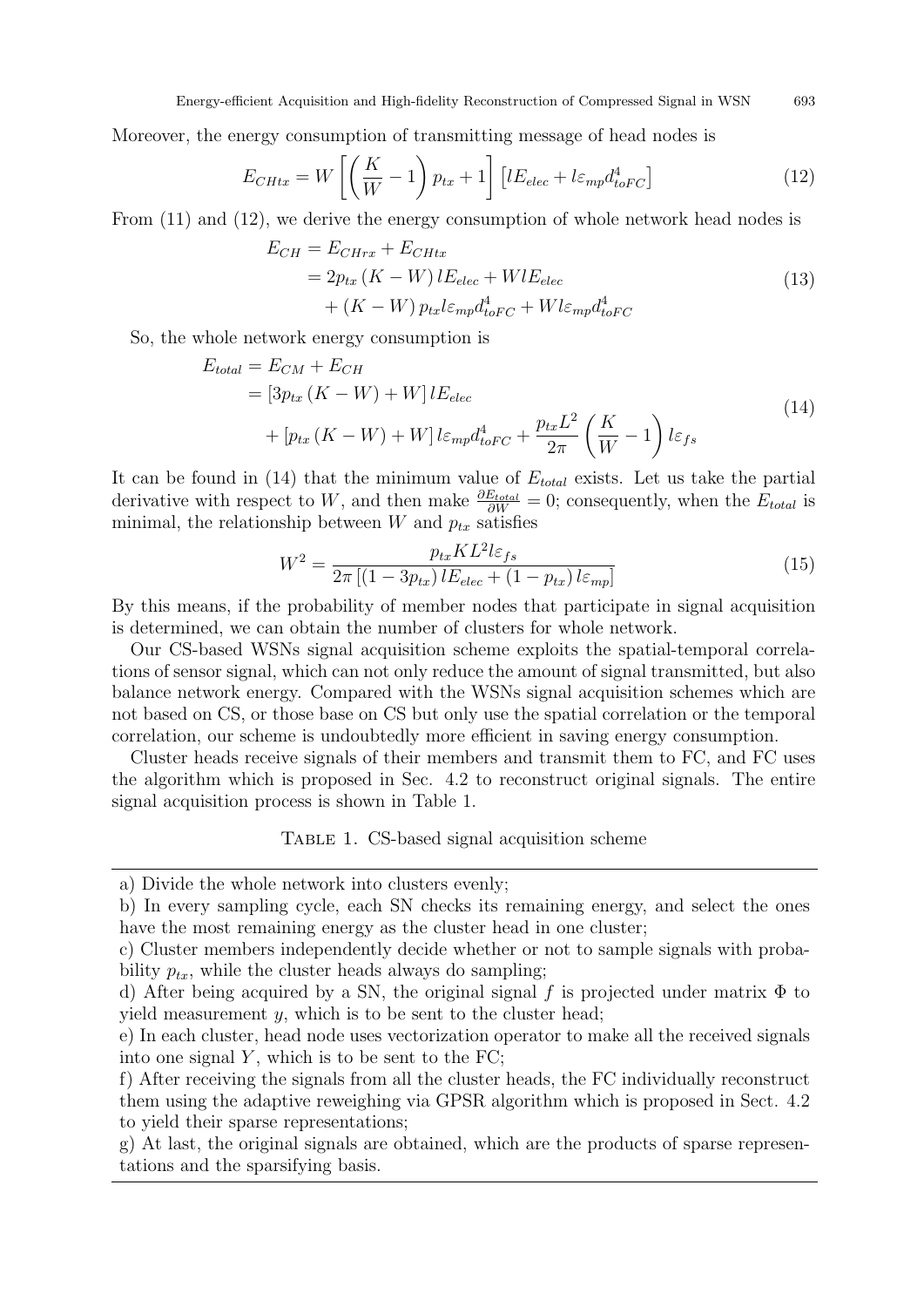Moreover, the energy consumption of transmitting message of head nodes is

$$E_{CHtx} = W\left[\left(\frac{K}{W}-1\right)p_{tx}+1\right]\left[lE_{elec}+l\varepsilon_{mp}d_{toFC}^{4}\right] \tag{12}$$

From (11) and (12), we derive the energy consumption of whole network head nodes is

$$\begin{aligned} E_{CH} &= E_{CHrx}+E_{CHtx} \\ &= 2p_{tx}\left(K-W\right)lE_{elec}+WlE_{elec} \\ &\quad +\left(K-W\right)p_{tx}l\varepsilon_{mp}d_{toFC}^{4}+Wl\varepsilon_{mp}d_{toFC}^{4} \end{aligned} \tag{13}$$

So, the whole network energy consumption is

$$\begin{aligned} E_{total} &= E_{CM}+E_{CH} \\ &= \left[3p_{tx}\left(K-W\right)+W\right]lE_{elec} \\ &\quad +\left[p_{tx}\left(K-W\right)+W\right]l\varepsilon_{mp}d_{toFC}^{4}+\frac{p_{tx}L^{2}}{2\pi}\left(\frac{K}{W}-1\right)l\varepsilon_{fs} \end{aligned} \tag{14}$$

It can be found in (14) that the minimum value of $E_{total}$ exists. Let us take the partial derivative with respect to $W$, and then make $\frac{\partial E_{total}}{\partial W}=0$; consequently, when the $E_{total}$ is minimal, the relationship between $W$ and $p_{tx}$ satisfies

$$W^{2} = \frac{p_{tx}KL^{2}l\varepsilon_{fs}}{2\pi\left[\left(1-3p_{tx}\right)lE_{elec}+\left(1-p_{tx}\right)l\varepsilon_{mp}\right]} \tag{15}$$

By this means, if the probability of member nodes that participate in signal acquisition is determined, we can obtain the number of clusters for whole network.

Our CS-based WSNs signal acquisition scheme exploits the spatial-temporal correlations of sensor signal, which can not only reduce the amount of signal transmitted, but also balance network energy. Compared with the WSNs signal acquisition schemes which are not based on CS, or those base on CS but only use the spatial correlation or the temporal correlation, our scheme is undoubtedly more efficient in saving energy consumption.

Cluster heads receive signals of their members and transmit them to FC, and FC uses the algorithm which is proposed in Sec. 4.2 to reconstruct original signals. The entire signal acquisition process is shown in Table 1.

Table 1. CS-based signal acquisition scheme

| |
|---|
| a) Divide the whole network into clusters evenly; |
| b) In every sampling cycle, each SN checks its remaining energy, and select the ones have the most remaining energy as the cluster head in one cluster; |
| c) Cluster members independently decide whether or not to sample signals with probability $p_{tx}$, while the cluster heads always do sampling; |
| d) After being acquired by a SN, the original signal $f$ is projected under matrix $\Phi$ to yield measurement $y$, which is to be sent to the cluster head; |
| e) In each cluster, head node uses vectorization operator to make all the received signals into one signal $Y$, which is to be sent to the FC; |
| f) After receiving the signals from all the cluster heads, the FC individually reconstruct them using the adaptive reweighing via GPSR algorithm which is proposed in Sect. 4.2 to yield their sparse representations; |
| g) At last, the original signals are obtained, which are the products of sparse representations and the sparsifying basis. |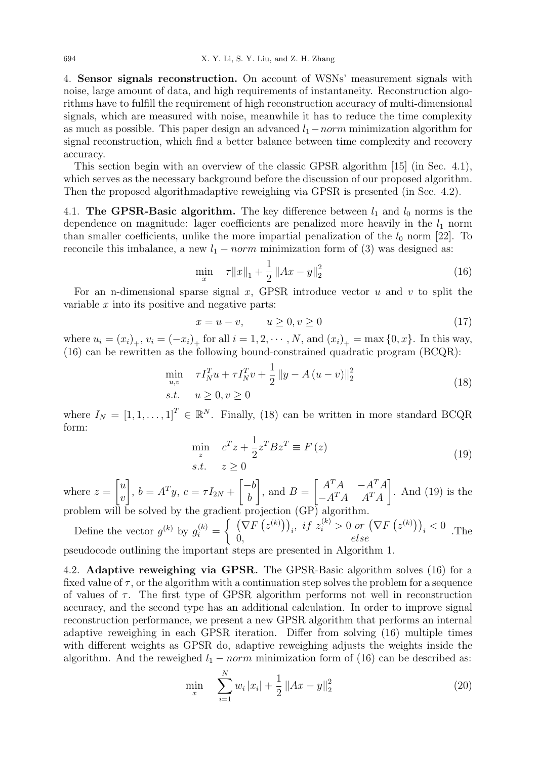4. **Sensor signals reconstruction.** On account of WSNs' measurement signals with noise, large amount of data, and high requirements of instantaneity. Reconstruction algorithms have to fulfill the requirement of high reconstruction accuracy of multi-dimensional signals, which are measured with noise, meanwhile it has to reduce the time complexity as much as possible. This paper design an advanced $l_1 - norm$ minimization algorithm for signal reconstruction, which find a better balance between time complexity and recovery accuracy.

This section begin with an overview of the classic GPSR algorithm [15] (in Sec. 4.1), which serves as the necessary background before the discussion of our proposed algorithm. Then the proposed algorithmadaptive reweighing via GPSR is presented (in Sec. 4.2).

4.1. **The GPSR-Basic algorithm.** The key difference between $l_1$ and $l_0$ norms is the dependence on magnitude: lager coefficients are penalized more heavily in the $l_1$ norm than smaller coefficients, unlike the more impartial penalization of the $l_0$ norm [22]. To reconcile this imbalance, a new $l_1 - norm$ minimization form of (3) was designed as:

$$\min_{x} \quad \tau\|x\|_1 + \frac{1}{2}\|Ax - y\|_2^2 \tag{16}$$

For an n-dimensional sparse signal $x$, GPSR introduce vector $u$ and $v$ to split the variable $x$ into its positive and negative parts:

$$x = u - v, \qquad u \geq 0, v \geq 0 \tag{17}$$

where $u_i = (x_i)_+$, $v_i = (-x_i)_+$ for all $i = 1, 2, \cdots, N$, and $(x_i)_+ = \max\{0, x\}$. In this way, (16) can be rewritten as the following bound-constrained quadratic program (BCQR):

$$\begin{aligned} \min_{u,v} \quad & \tau I_N^T u + \tau I_N^T v + \frac{1}{2}\|y - A(u - v)\|_2^2 \\ s.t. \quad & u \geq 0, v \geq 0 \end{aligned} \tag{18}$$

where $I_N = [1, 1, \ldots, 1]^T \in \mathbb{R}^N$. Finally, (18) can be written in more standard BCQR form:

$$\begin{aligned} \min_{z} \quad & c^T z + \frac{1}{2} z^T B z^T \equiv F(z) \\ s.t. \quad & z \geq 0 \end{aligned} \tag{19}$$

where $z = \begin{bmatrix} u \\ v \end{bmatrix}$, $b = A^T y$, $c = \tau I_{2N} + \begin{bmatrix} -b \\ b \end{bmatrix}$, and $B = \begin{bmatrix} A^T A & -A^T A \\ -A^T A & A^T A \end{bmatrix}$. And (19) is the problem will be solved by the gradient projection (GP) algorithm.

Define the vector $g^{(k)}$ by $g_i^{(k)} = \begin{cases} \left(\nabla F\left(z^{(k)}\right)\right)_i, & if\ z_i^{(k)} > 0\ or\ \left(\nabla F\left(z^{(k)}\right)\right)_i < 0 \\ 0, & else \end{cases}$ .The pseudocode outlining the important steps are presented in Algorithm 1.

4.2. **Adaptive reweighing via GPSR.** The GPSR-Basic algorithm solves (16) for a fixed value of $\tau$, or the algorithm with a continuation step solves the problem for a sequence of values of $\tau$. The first type of GPSR algorithm performs not well in reconstruction accuracy, and the second type has an additional calculation. In order to improve signal reconstruction performance, we present a new GPSR algorithm that performs an internal adaptive reweighing in each GPSR iteration. Differ from solving (16) multiple times with different weights as GPSR do, adaptive reweighing adjusts the weights inside the algorithm. And the reweighed $l_1 - norm$ minimization form of (16) can be described as:

$$\min_{x} \quad \sum_{i=1}^{N} w_i |x_i| + \frac{1}{2}\|Ax - y\|_2^2 \tag{20}$$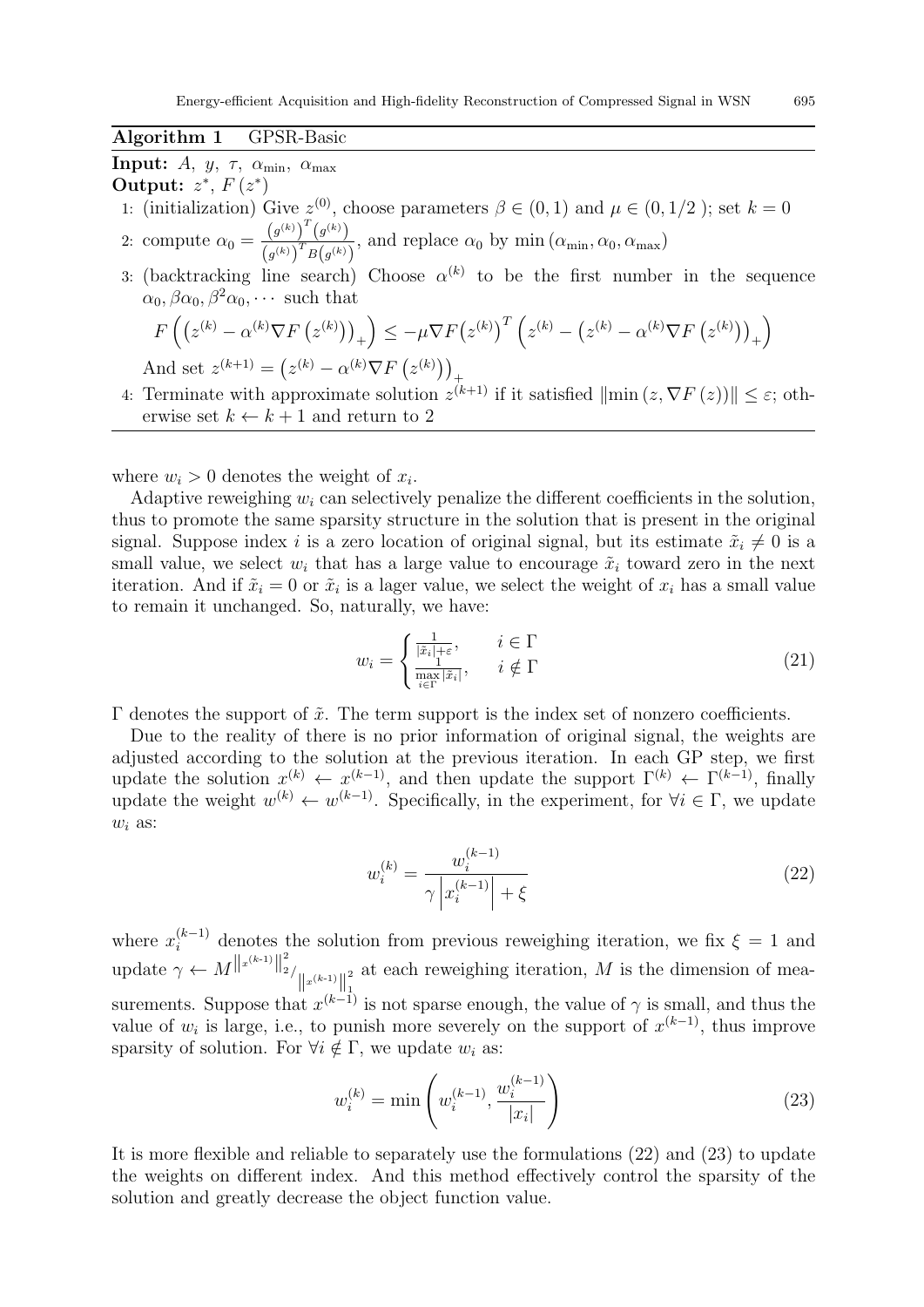**Algorithm 1** GPSR-Basic

**Input:** $A$, $y$, $\tau$, $\alpha_{\min}$, $\alpha_{\max}$

**Output:** $z^*$, $F(z^*)$

1: (initialization) Give $z^{(0)}$, choose parameters $\beta \in (0,1)$ and $\mu \in (0, 1/2\ )$; set $k = 0$

2: compute $\alpha_0 = \frac{\left(g^{(k)}\right)^T\left(g^{(k)}\right)}{\left(g^{(k)}\right)^T B\left(g^{(k)}\right)}$, and replace $\alpha_0$ by $\min\left(\alpha_{\min}, \alpha_0, \alpha_{\max}\right)$

3: (backtracking line search) Choose $\alpha^{(k)}$ to be the first number in the sequence $\alpha_0, \beta\alpha_0, \beta^2\alpha_0, \cdots$ such that

$F\left(\left(z^{(k)} - \alpha^{(k)}\nabla F\left(z^{(k)}\right)\right)_+\right) \leq -\mu \nabla F\left(z^{(k)}\right)^T\left(z^{(k)} - \left(z^{(k)} - \alpha^{(k)}\nabla F\left(z^{(k)}\right)\right)_+\right)$

And set $z^{(k+1)} = \left(z^{(k)} - \alpha^{(k)}\nabla F\left(z^{(k)}\right)\right)_+$

4: Terminate with approximate solution $z^{(k+1)}$ if it satisfied $\|\min\left(z, \nabla F\left(z\right)\right)\| \leq \varepsilon$; otherwise set $k \leftarrow k+1$ and return to 2

where $w_i > 0$ denotes the weight of $x_i$.

Adaptive reweighing $w_i$ can selectively penalize the different coefficients in the solution, thus to promote the same sparsity structure in the solution that is present in the original signal. Suppose index $i$ is a zero location of original signal, but its estimate $\tilde{x}_i \neq 0$ is a small value, we select $w_i$ that has a large value to encourage $\tilde{x}_i$ toward zero in the next iteration. And if $\tilde{x}_i = 0$ or $\tilde{x}_i$ is a lager value, we select the weight of $x_i$ has a small value to remain it unchanged. So, naturally, we have:

$$w_i = \begin{cases} \frac{1}{|\tilde{x}_i| + \varepsilon}, & i \in \Gamma \\ \frac{1}{\max\limits_{i \in \Gamma} |\tilde{x}_i|}, & i \notin \Gamma \end{cases} \tag{21}$$

$\Gamma$ denotes the support of $\tilde{x}$. The term support is the index set of nonzero coefficients.

Due to the reality of there is no prior information of original signal, the weights are adjusted according to the solution at the previous iteration. In each GP step, we first update the solution $x^{(k)} \leftarrow x^{(k-1)}$, and then update the support $\Gamma^{(k)} \leftarrow \Gamma^{(k-1)}$, finally update the weight $w^{(k)} \leftarrow w^{(k-1)}$. Specifically, in the experiment, for $\forall i \in \Gamma$, we update $w_i$ as:

$$w_i^{(k)} = \frac{w_i^{(k-1)}}{\gamma \left| x_i^{(k-1)} \right| + \xi} \tag{22}$$

where $x_i^{(k-1)}$ denotes the solution from previous reweighing iteration, we fix $\xi = 1$ and update $\gamma \leftarrow M^{\left\|x^{(k-1)}\right\|_2^2 / \left\|x^{(k-1)}\right\|_1^2}$ at each reweighing iteration, $M$ is the dimension of measurements. Suppose that $x^{(k-1)}$ is not sparse enough, the value of $\gamma$ is small, and thus the value of $w_i$ is large, i.e., to punish more severely on the support of $x^{(k-1)}$, thus improve sparsity of solution. For $\forall i \notin \Gamma$, we update $w_i$ as:

$$w_i^{(k)} = \min\left(w_i^{(k-1)}, \frac{w_i^{(k-1)}}{|x_i|}\right) \tag{23}$$

It is more flexible and reliable to separately use the formulations (22) and (23) to update the weights on different index. And this method effectively control the sparsity of the solution and greatly decrease the object function value.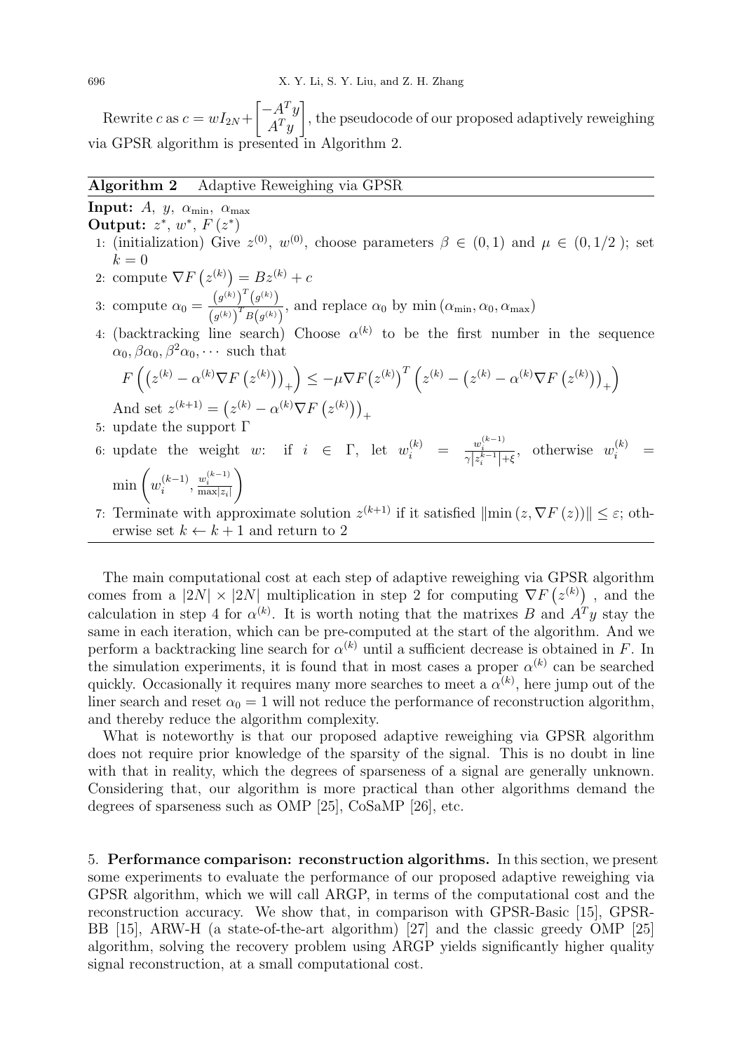Rewrite $c$ as $c = wI_{2N} + \begin{bmatrix} -A^T y \\ A^T y \end{bmatrix}$, the pseudocode of our proposed adaptively reweighing via GPSR algorithm is presented in Algorithm 2.

---

**Algorithm 2** Adaptive Reweighing via GPSR

---

**Input:** $A$, $y$, $\alpha_{\min}$, $\alpha_{\max}$

**Output:** $z^*$, $w^*$, $F(z^*)$

1: (initialization) Give $z^{(0)}$, $w^{(0)}$, choose parameters $\beta \in (0,1)$ and $\mu \in (0, 1/2\ )$; set $k = 0$

2: compute $\nabla F\left(z^{(k)}\right) = Bz^{(k)} + c$

3: compute $\alpha_0 = \frac{\left(g^{(k)}\right)^T \left(g^{(k)}\right)}{\left(g^{(k)}\right)^T B \left(g^{(k)}\right)}$, and replace $\alpha_0$ by $\min\left(\alpha_{\min}, \alpha_0, \alpha_{\max}\right)$

4: (backtracking line search) Choose $\alpha^{(k)}$ to be the first number in the sequence $\alpha_0, \beta\alpha_0, \beta^2\alpha_0, \cdots$ such that

$$F\left(\left(z^{(k)} - \alpha^{(k)} \nabla F\left(z^{(k)}\right)\right)_+\right) \le -\mu \nabla F\left(z^{(k)}\right)^T \left(z^{(k)} - \left(z^{(k)} - \alpha^{(k)} \nabla F\left(z^{(k)}\right)\right)_+\right)$$

And set $z^{(k+1)} = \left(z^{(k)} - \alpha^{(k)} \nabla F\left(z^{(k)}\right)\right)_+$

5: update the support $\Gamma$

6: update the weight $w$: if $i \in \Gamma$, let $w_i^{(k)} = \frac{w_i^{(k-1)}}{\gamma\left|z_i^{k-1}\right| + \xi}$, otherwise $w_i^{(k)} = \min\left(w_i^{(k-1)}, \frac{w_i^{(k-1)}}{\max|z_i|}\right)$

7: Terminate with approximate solution $z^{(k+1)}$ if it satisfied $\left\|\min\left(z, \nabla F\left(z\right)\right)\right\| \le \varepsilon$; otherwise set $k \leftarrow k+1$ and return to 2

---

The main computational cost at each step of adaptive reweighing via GPSR algorithm comes from a $|2N| \times |2N|$ multiplication in step 2 for computing $\nabla F\left(z^{(k)}\right)$ , and the calculation in step 4 for $\alpha^{(k)}$. It is worth noting that the matrixes $B$ and $A^T y$ stay the same in each iteration, which can be pre-computed at the start of the algorithm. And we perform a backtracking line search for $\alpha^{(k)}$ until a sufficient decrease is obtained in $F$. In the simulation experiments, it is found that in most cases a proper $\alpha^{(k)}$ can be searched quickly. Occasionally it requires many more searches to meet a $\alpha^{(k)}$, here jump out of the liner search and reset $\alpha_0 = 1$ will not reduce the performance of reconstruction algorithm, and thereby reduce the algorithm complexity.

What is noteworthy is that our proposed adaptive reweighing via GPSR algorithm does not require prior knowledge of the sparsity of the signal. This is no doubt in line with that in reality, which the degrees of sparseness of a signal are generally unknown. Considering that, our algorithm is more practical than other algorithms demand the degrees of sparseness such as OMP [25], CoSaMP [26], etc.

## 5. **Performance comparison: reconstruction algorithms.**

In this section, we present some experiments to evaluate the performance of our proposed adaptive reweighing via GPSR algorithm, which we will call ARGP, in terms of the computational cost and the reconstruction accuracy. We show that, in comparison with GPSR-Basic [15], GPSR-BB [15], ARW-H (a state-of-the-art algorithm) [27] and the classic greedy OMP [25] algorithm, solving the recovery problem using ARGP yields significantly higher quality signal reconstruction, at a small computational cost.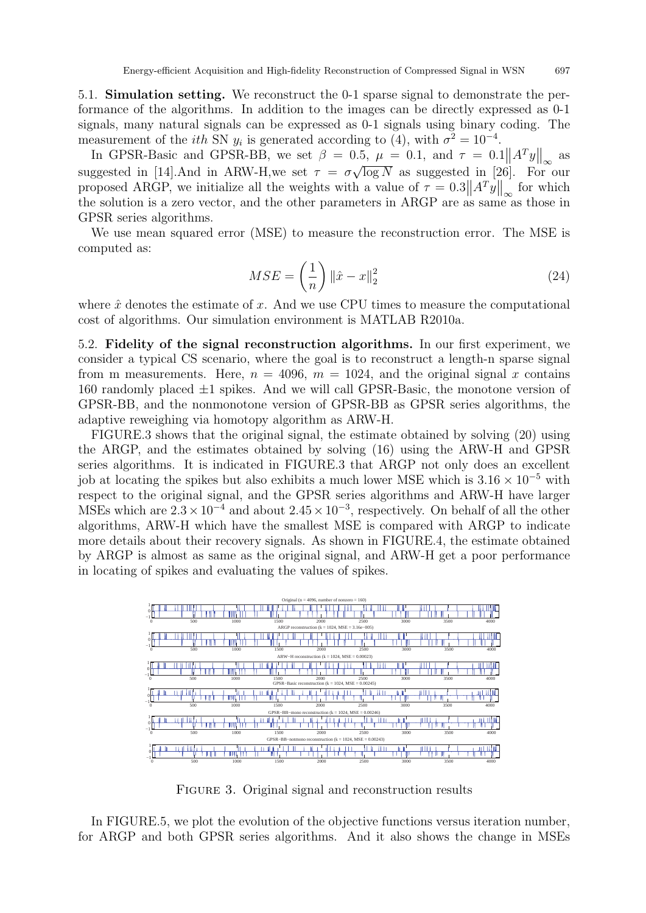5.1. **Simulation setting.** We reconstruct the 0-1 sparse signal to demonstrate the performance of the algorithms. In addition to the images can be directly expressed as 0-1 signals, many natural signals can be expressed as 0-1 signals using binary coding. The measurement of the $ith$ SN $y_i$ is generated according to (4), with $\sigma^2 = 10^{-4}$.

In GPSR-Basic and GPSR-BB, we set $\beta = 0.5$, $\mu = 0.1$, and $\tau = 0.1\|A^T y\|_\infty$ as suggested in [14].And in ARW-H,we set $\tau = \sigma\sqrt{\log N}$ as suggested in [26]. For our proposed ARGP, we initialize all the weights with a value of $\tau = 0.3\|A^T y\|_\infty$ for which the solution is a zero vector, and the other parameters in ARGP are as same as those in GPSR series algorithms.

We use mean squared error (MSE) to measure the reconstruction error. The MSE is computed as:

$$MSE = \left(\frac{1}{n}\right)\|\hat{x} - x\|_2^2 \tag{24}$$

where $\hat{x}$ denotes the estimate of $x$. And we use CPU times to measure the computational cost of algorithms. Our simulation environment is MATLAB R2010a.

5.2. **Fidelity of the signal reconstruction algorithms.** In our first experiment, we consider a typical CS scenario, where the goal is to reconstruct a length-n sparse signal from m measurements. Here, $n = 4096$, $m = 1024$, and the original signal $x$ contains 160 randomly placed $\pm 1$ spikes. And we will call GPSR-Basic, the monotone version of GPSR-BB, and the nonmonotone version of GPSR-BB as GPSR series algorithms, the adaptive reweighing via homotopy algorithm as ARW-H.

FIGURE.3 shows that the original signal, the estimate obtained by solving (20) using the ARGP, and the estimates obtained by solving (16) using the ARW-H and GPSR series algorithms. It is indicated in FIGURE.3 that ARGP not only does an excellent job at locating the spikes but also exhibits a much lower MSE which is $3.16 \times 10^{-5}$ with respect to the original signal, and the GPSR series algorithms and ARW-H have larger MSEs which are $2.3 \times 10^{-4}$ and about $2.45 \times 10^{-3}$, respectively. On behalf of all the other algorithms, ARW-H which have the smallest MSE is compared with ARGP to indicate more details about their recovery signals. As shown in FIGURE.4, the estimate obtained by ARGP is almost as same as the original signal, and ARW-H get a poor performance in locating of spikes and evaluating the values of spikes.

FIGURE 3. Original signal and reconstruction results

In FIGURE.5, we plot the evolution of the objective functions versus iteration number, for ARGP and both GPSR series algorithms. And it also shows the change in MSEs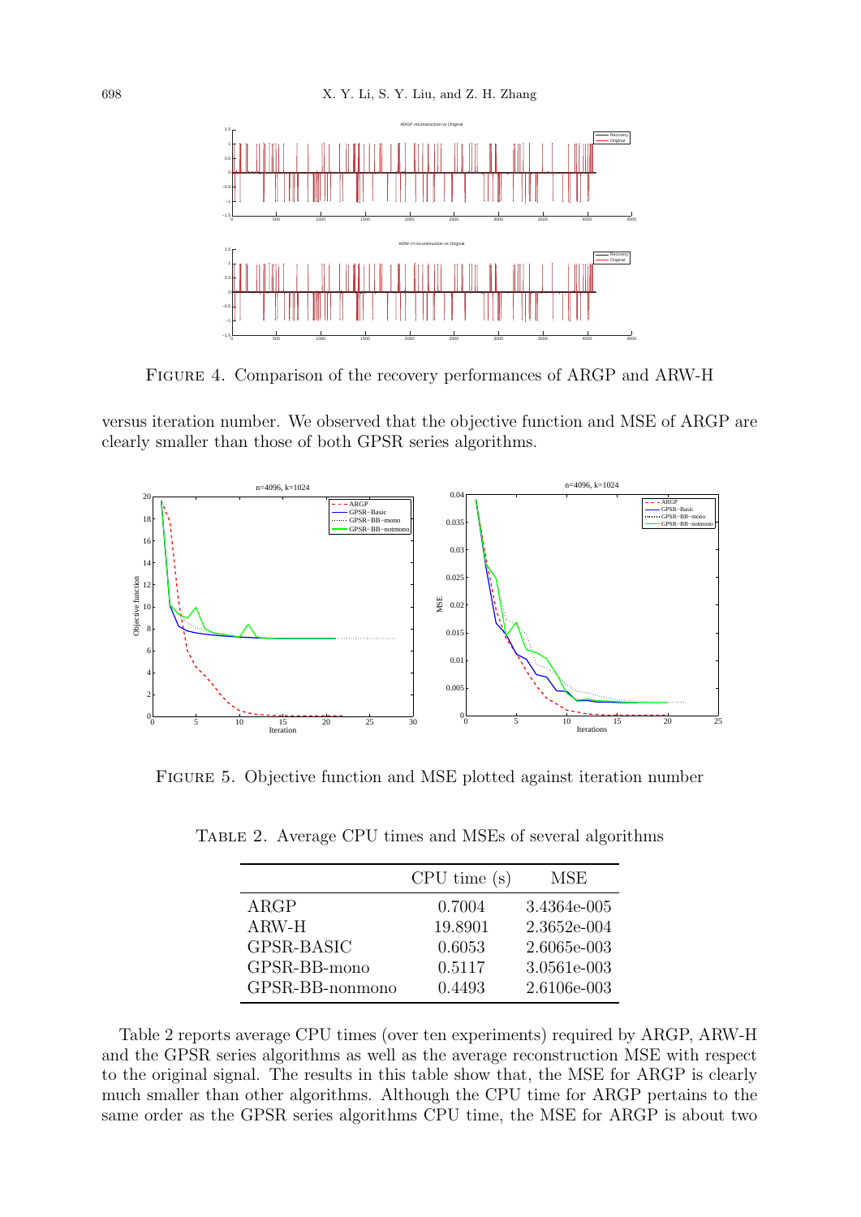FIGURE 4. Comparison of the recovery performances of ARGP and ARW-H

versus iteration number. We observed that the objective function and MSE of ARGP are clearly smaller than those of both GPSR series algorithms.

FIGURE 5. Objective function and MSE plotted against iteration number

TABLE 2. Average CPU times and MSEs of several algorithms

| | CPU time (s) | MSE |
|---|---|---|
| ARGP | 0.7004 | 3.4364e-005 |
| ARW-H | 19.8901 | 2.3652e-004 |
| GPSR-BASIC | 0.6053 | 2.6065e-003 |
| GPSR-BB-mono | 0.5117 | 3.0561e-003 |
| GPSR-BB-nonmono | 0.4493 | 2.6106e-003 |

Table 2 reports average CPU times (over ten experiments) required by ARGP, ARW-H and the GPSR series algorithms as well as the average reconstruction MSE with respect to the original signal. The results in this table show that, the MSE for ARGP is clearly much smaller than other algorithms. Although the CPU time for ARGP pertains to the same order as the GPSR series algorithms CPU time, the MSE for ARGP is about two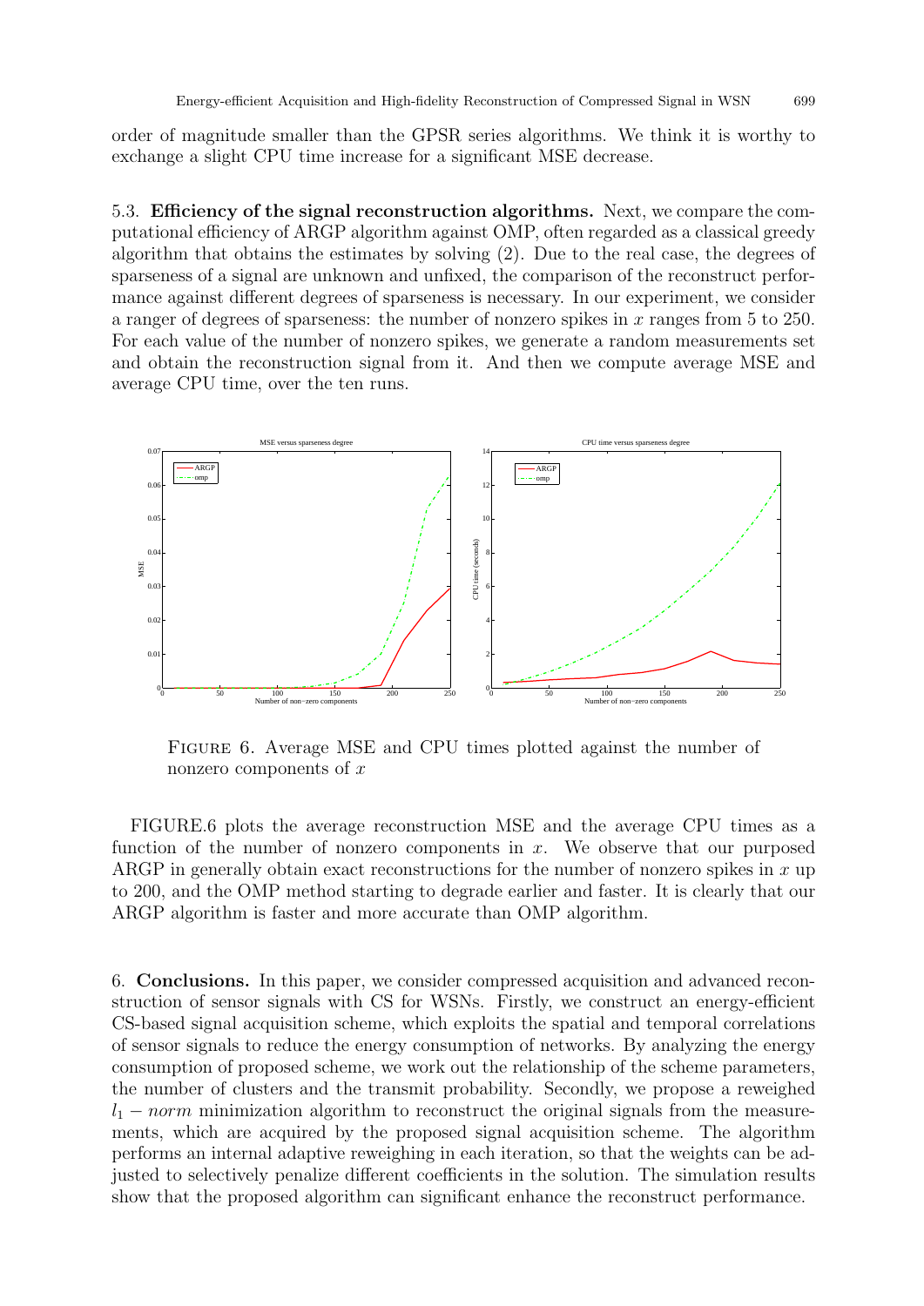order of magnitude smaller than the GPSR series algorithms. We think it is worthy to exchange a slight CPU time increase for a significant MSE decrease.

5.3. **Efficiency of the signal reconstruction algorithms.** Next, we compare the computational efficiency of ARGP algorithm against OMP, often regarded as a classical greedy algorithm that obtains the estimates by solving (2). Due to the real case, the degrees of sparseness of a signal are unknown and unfixed, the comparison of the reconstruct performance against different degrees of sparseness is necessary. In our experiment, we consider a ranger of degrees of sparseness: the number of nonzero spikes in $x$ ranges from 5 to 250. For each value of the number of nonzero spikes, we generate a random measurements set and obtain the reconstruction signal from it. And then we compute average MSE and average CPU time, over the ten runs.

FIGURE 6. Average MSE and CPU times plotted against the number of nonzero components of $x$

FIGURE.6 plots the average reconstruction MSE and the average CPU times as a function of the number of nonzero components in $x$. We observe that our purposed ARGP in generally obtain exact reconstructions for the number of nonzero spikes in $x$ up to 200, and the OMP method starting to degrade earlier and faster. It is clearly that our ARGP algorithm is faster and more accurate than OMP algorithm.

6. **Conclusions.** In this paper, we consider compressed acquisition and advanced reconstruction of sensor signals with CS for WSNs. Firstly, we construct an energy-efficient CS-based signal acquisition scheme, which exploits the spatial and temporal correlations of sensor signals to reduce the energy consumption of networks. By analyzing the energy consumption of proposed scheme, we work out the relationship of the scheme parameters, the number of clusters and the transmit probability. Secondly, we propose a reweighed $l_1 - norm$ minimization algorithm to reconstruct the original signals from the measurements, which are acquired by the proposed signal acquisition scheme. The algorithm performs an internal adaptive reweighing in each iteration, so that the weights can be adjusted to selectively penalize different coefficients in the solution. The simulation results show that the proposed algorithm can significant enhance the reconstruct performance.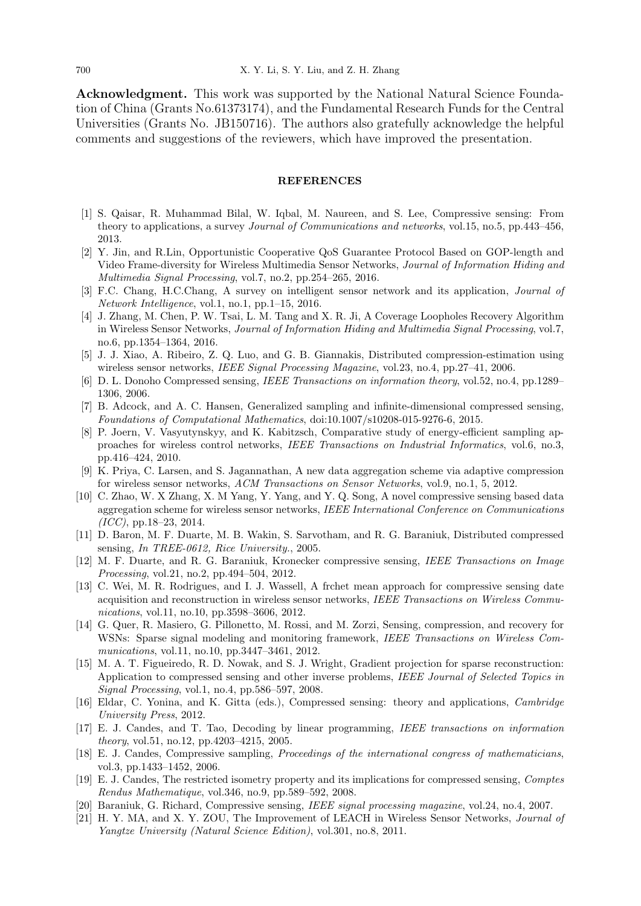**Acknowledgment.** This work was supported by the National Natural Science Foundation of China (Grants No.61373174), and the Fundamental Research Funds for the Central Universities (Grants No. JB150716). The authors also gratefully acknowledge the helpful comments and suggestions of the reviewers, which have improved the presentation.

## REFERENCES

[1] S. Qaisar, R. Muhammad Bilal, W. Iqbal, M. Naureen, and S. Lee, Compressive sensing: From theory to applications, a survey *Journal of Communications and networks*, vol.15, no.5, pp.443–456, 2013.

[2] Y. Jin, and R.Lin, Opportunistic Cooperative QoS Guarantee Protocol Based on GOP-length and Video Frame-diversity for Wireless Multimedia Sensor Networks, *Journal of Information Hiding and Multimedia Signal Processing*, vol.7, no.2, pp.254–265, 2016.

[3] F.C. Chang, H.C.Chang, A survey on intelligent sensor network and its application, *Journal of Network Intelligence*, vol.1, no.1, pp.1–15, 2016.

[4] J. Zhang, M. Chen, P. W. Tsai, L. M. Tang and X. R. Ji, A Coverage Loopholes Recovery Algorithm in Wireless Sensor Networks, *Journal of Information Hiding and Multimedia Signal Processing*, vol.7, no.6, pp.1354–1364, 2016.

[5] J. J. Xiao, A. Ribeiro, Z. Q. Luo, and G. B. Giannakis, Distributed compression-estimation using wireless sensor networks, *IEEE Signal Processing Magazine*, vol.23, no.4, pp.27–41, 2006.

[6] D. L. Donoho Compressed sensing, *IEEE Transactions on information theory*, vol.52, no.4, pp.1289–1306, 2006.

[7] B. Adcock, and A. C. Hansen, Generalized sampling and infinite-dimensional compressed sensing, *Foundations of Computational Mathematics*, doi:10.1007/s10208-015-9276-6, 2015.

[8] P. Joern, V. Vasyutynskyy, and K. Kabitzsch, Comparative study of energy-efficient sampling approaches for wireless control networks, *IEEE Transactions on Industrial Informatics*, vol.6, no.3, pp.416–424, 2010.

[9] K. Priya, C. Larsen, and S. Jagannathan, A new data aggregation scheme via adaptive compression for wireless sensor networks, *ACM Transactions on Sensor Networks*, vol.9, no.1, 5, 2012.

[10] C. Zhao, W. X Zhang, X. M Yang, Y. Yang, and Y. Q. Song, A novel compressive sensing based data aggregation scheme for wireless sensor networks, *IEEE International Conference on Communications (ICC)*, pp.18–23, 2014.

[11] D. Baron, M. F. Duarte, M. B. Wakin, S. Sarvotham, and R. G. Baraniuk, Distributed compressed sensing, *In TREE-0612, Rice University.*, 2005.

[12] M. F. Duarte, and R. G. Baraniuk, Kronecker compressive sensing, *IEEE Transactions on Image Processing*, vol.21, no.2, pp.494–504, 2012.

[13] C. Wei, M. R. Rodrigues, and I. J. Wassell, A frchet mean approach for compressive sensing date acquisition and reconstruction in wireless sensor networks, *IEEE Transactions on Wireless Communications*, vol.11, no.10, pp.3598–3606, 2012.

[14] G. Quer, R. Masiero, G. Pillonetto, M. Rossi, and M. Zorzi, Sensing, compression, and recovery for WSNs: Sparse signal modeling and monitoring framework, *IEEE Transactions on Wireless Communications*, vol.11, no.10, pp.3447–3461, 2012.

[15] M. A. T. Figueiredo, R. D. Nowak, and S. J. Wright, Gradient projection for sparse reconstruction: Application to compressed sensing and other inverse problems, *IEEE Journal of Selected Topics in Signal Processing*, vol.1, no.4, pp.586–597, 2008.

[16] Eldar, C. Yonina, and K. Gitta (eds.), Compressed sensing: theory and applications, *Cambridge University Press*, 2012.

[17] E. J. Candes, and T. Tao, Decoding by linear programming, *IEEE transactions on information theory*, vol.51, no.12, pp.4203–4215, 2005.

[18] E. J. Candes, Compressive sampling, *Proceedings of the international congress of mathematicians*, vol.3, pp.1433–1452, 2006.

[19] E. J. Candes, The restricted isometry property and its implications for compressed sensing, *Comptes Rendus Mathematique*, vol.346, no.9, pp.589–592, 2008.

[20] Baraniuk, G. Richard, Compressive sensing, *IEEE signal processing magazine*, vol.24, no.4, 2007.

[21] H. Y. MA, and X. Y. ZOU, The Improvement of LEACH in Wireless Sensor Networks, *Journal of Yangtze University (Natural Science Edition)*, vol.301, no.8, 2011.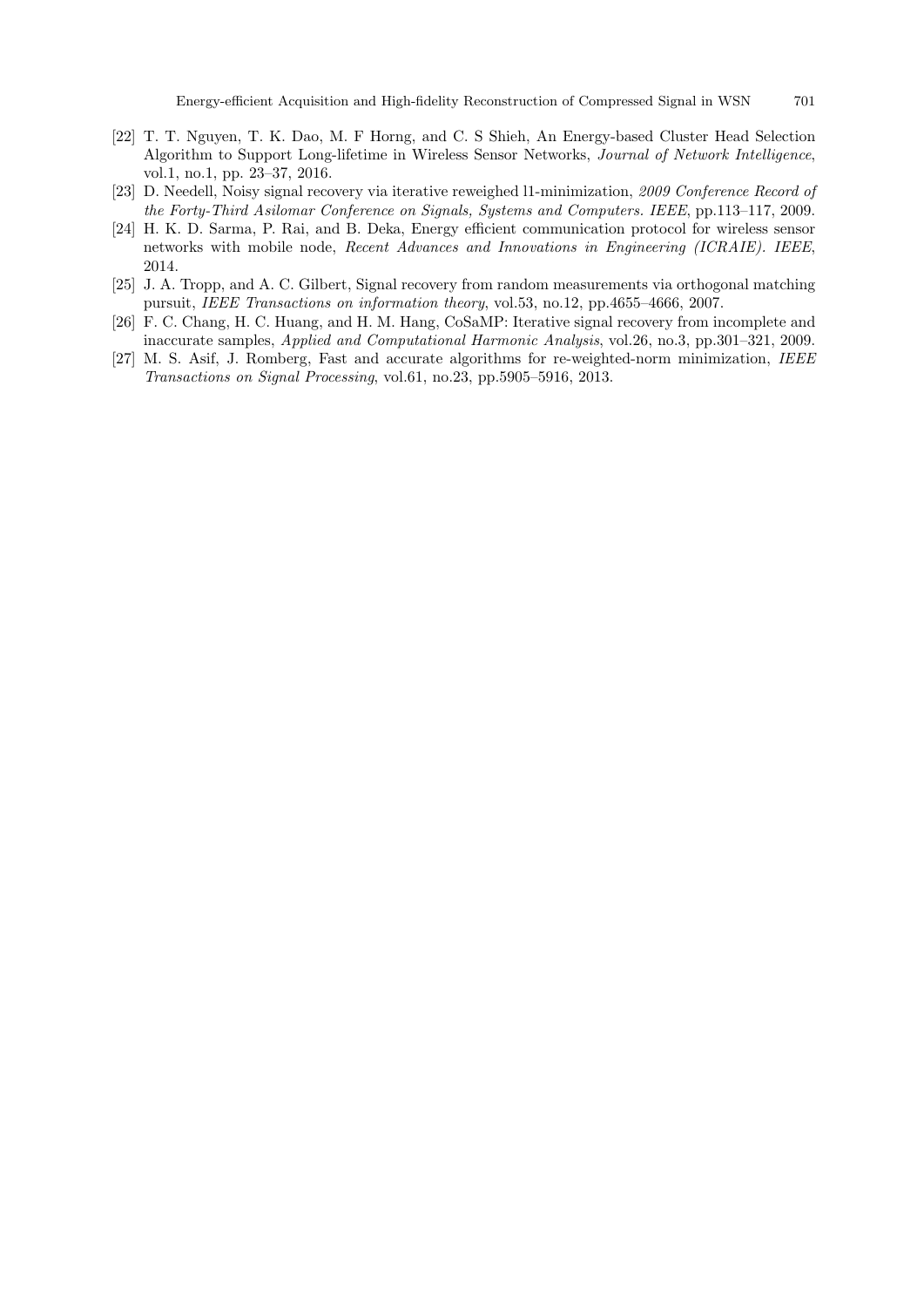[22] T. T. Nguyen, T. K. Dao, M. F Horng, and C. S Shieh, An Energy-based Cluster Head Selection Algorithm to Support Long-lifetime in Wireless Sensor Networks, *Journal of Network Intelligence*, vol.1, no.1, pp. 23–37, 2016.

[23] D. Needell, Noisy signal recovery via iterative reweighed l1-minimization, *2009 Conference Record of the Forty-Third Asilomar Conference on Signals, Systems and Computers. IEEE*, pp.113–117, 2009.

[24] H. K. D. Sarma, P. Rai, and B. Deka, Energy efficient communication protocol for wireless sensor networks with mobile node, *Recent Advances and Innovations in Engineering (ICRAIE). IEEE*, 2014.

[25] J. A. Tropp, and A. C. Gilbert, Signal recovery from random measurements via orthogonal matching pursuit, *IEEE Transactions on information theory*, vol.53, no.12, pp.4655–4666, 2007.

[26] F. C. Chang, H. C. Huang, and H. M. Hang, CoSaMP: Iterative signal recovery from incomplete and inaccurate samples, *Applied and Computational Harmonic Analysis*, vol.26, no.3, pp.301–321, 2009.

[27] M. S. Asif, J. Romberg, Fast and accurate algorithms for re-weighted-norm minimization, *IEEE Transactions on Signal Processing*, vol.61, no.23, pp.5905–5916, 2013.